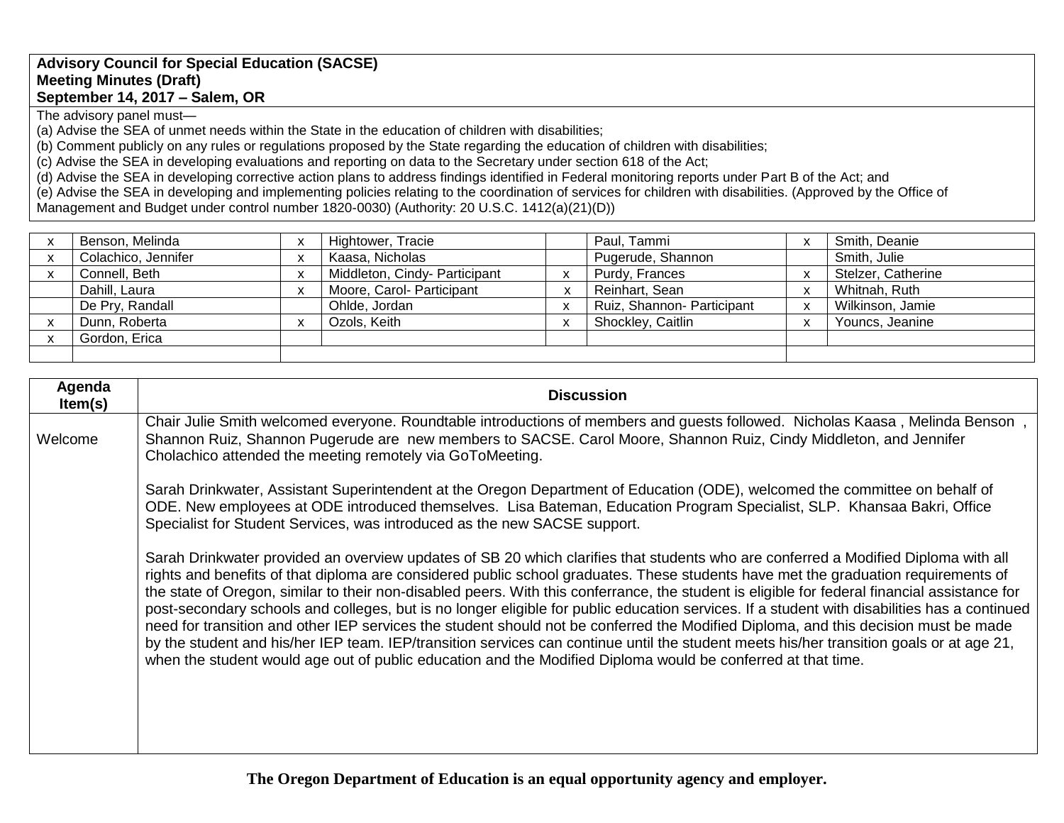**Advisory Council for Special Education (SACSE)**
**Meeting Minutes (Draft)**
**September 14, 2017 – Salem, OR**

The advisory panel must—
(a) Advise the SEA of unmet needs within the State in the education of children with disabilities;
(b) Comment publicly on any rules or regulations proposed by the State regarding the education of children with disabilities;
(c) Advise the SEA in developing evaluations and reporting on data to the Secretary under section 618 of the Act;
(d) Advise the SEA in developing corrective action plans to address findings identified in Federal monitoring reports under Part B of the Act; and
(e) Advise the SEA in developing and implementing policies relating to the coordination of services for children with disabilities. (Approved by the Office of Management and Budget under control number 1820-0030) (Authority: 20 U.S.C. 1412(a)(21)(D))

| | | | | | | | |
|---|---|---|---|---|---|---|---|
| x | Benson, Melinda | x | Hightower, Tracie | | Paul, Tammi | x | Smith, Deanie |
| x | Colachico, Jennifer | x | Kaasa, Nicholas | | Pugerude, Shannon | | Smith, Julie |
| x | Connell, Beth | x | Middleton, Cindy- Participant | x | Purdy, Frances | x | Stelzer, Catherine |
| | Dahill, Laura | x | Moore, Carol- Participant | x | Reinhart, Sean | x | Whitnah, Ruth |
| | De Pry, Randall | | Ohlde, Jordan | x | Ruiz, Shannon- Participant | x | Wilkinson, Jamie |
| x | Dunn, Roberta | x | Ozols, Keith | x | Shockley, Caitlin | x | Youncs, Jeanine |
| x | Gordon, Erica | | | | | | |

| Agenda Item(s) | Discussion |
|---|---|
| Welcome | Chair Julie Smith welcomed everyone. Roundtable introductions of members and guests followed. Nicholas Kaasa , Melinda Benson , Shannon Ruiz, Shannon Pugerude are new members to SACSE. Carol Moore, Shannon Ruiz, Cindy Middleton, and Jennifer Cholachico attended the meeting remotely via GoToMeeting.<br><br>Sarah Drinkwater, Assistant Superintendent at the Oregon Department of Education (ODE), welcomed the committee on behalf of ODE. New employees at ODE introduced themselves. Lisa Bateman, Education Program Specialist, SLP. Khansaa Bakri, Office Specialist for Student Services, was introduced as the new SACSE support.<br><br>Sarah Drinkwater provided an overview updates of SB 20 which clarifies that students who are conferred a Modified Diploma with all rights and benefits of that diploma are considered public school graduates. These students have met the graduation requirements of the state of Oregon, similar to their non-disabled peers. With this conferrance, the student is eligible for federal financial assistance for post-secondary schools and colleges, but is no longer eligible for public education services. If a student with disabilities has a continued need for transition and other IEP services the student should not be conferred the Modified Diploma, and this decision must be made by the student and his/her IEP team. IEP/transition services can continue until the student meets his/her transition goals or at age 21, when the student would age out of public education and the Modified Diploma would be conferred at that time. |

**The Oregon Department of Education is an equal opportunity agency and employer.**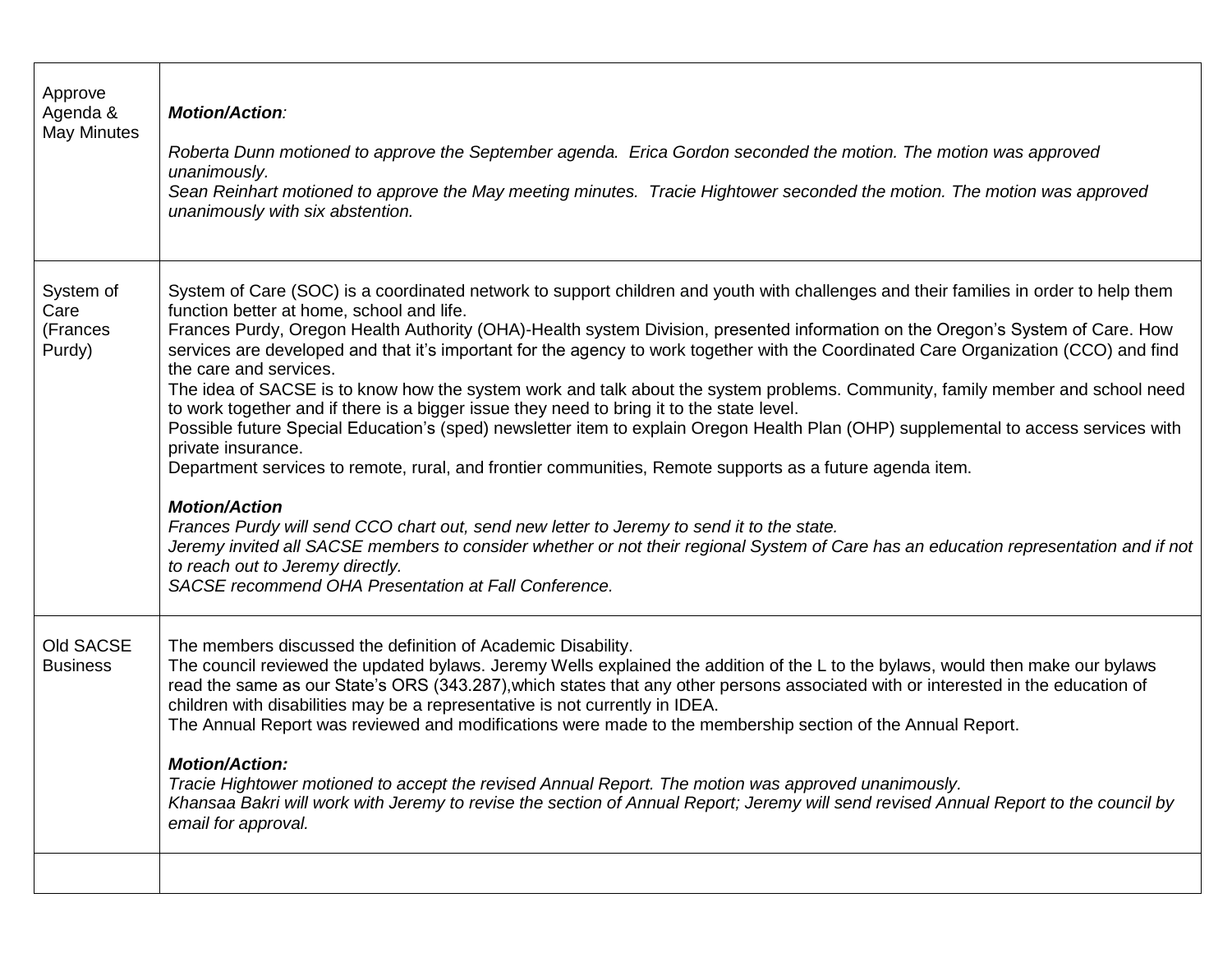| | |
|---|---|
| Approve Agenda & May Minutes | ***Motion/Action**:*<br><br>*Roberta Dunn motioned to approve the September agenda. Erica Gordon seconded the motion. The motion was approved unanimously.*<br>*Sean Reinhart motioned to approve the May meeting minutes. Tracie Hightower seconded the motion. The motion was approved unanimously with six abstention.* |
| System of Care (Frances Purdy) | System of Care (SOC) is a coordinated network to support children and youth with challenges and their families in order to help them function better at home, school and life.<br>Frances Purdy, Oregon Health Authority (OHA)-Health system Division, presented information on the Oregon's System of Care. How services are developed and that it's important for the agency to work together with the Coordinated Care Organization (CCO) and find the care and services.<br>The idea of SACSE is to know how the system work and talk about the system problems. Community, family member and school need to work together and if there is a bigger issue they need to bring it to the state level.<br>Possible future Special Education's (sped) newsletter item to explain Oregon Health Plan (OHP) supplemental to access services with private insurance.<br>Department services to remote, rural, and frontier communities, Remote supports as a future agenda item.<br><br>***Motion/Action***<br>*Frances Purdy will send CCO chart out, send new letter to Jeremy to send it to the state.*<br>*Jeremy invited all SACSE members to consider whether or not their regional System of Care has an education representation and if not to reach out to Jeremy directly.*<br>*SACSE recommend OHA Presentation at Fall Conference.* |
| Old SACSE Business | The members discussed the definition of Academic Disability.<br>The council reviewed the updated bylaws. Jeremy Wells explained the addition of the L to the bylaws, would then make our bylaws read the same as our State's ORS (343.287),which states that any other persons associated with or interested in the education of children with disabilities may be a representative is not currently in IDEA.<br>The Annual Report was reviewed and modifications were made to the membership section of the Annual Report.<br><br>***Motion/Action:***<br>*Tracie Hightower motioned to accept the revised Annual Report. The motion was approved unanimously.*<br>*Khansaa Bakri will work with Jeremy to revise the section of Annual Report; Jeremy will send revised Annual Report to the council by email for approval.* |
| | |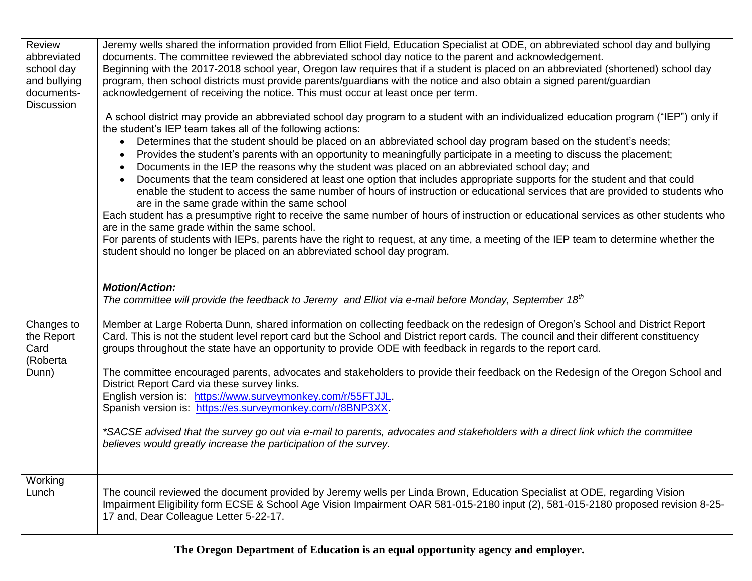| | |
|---|---|
| Review abbreviated school day and bullying documents-Discussion | Jeremy wells shared the information provided from Elliot Field, Education Specialist at ODE, on abbreviated school day and bullying documents. The committee reviewed the abbreviated school day notice to the parent and acknowledgement.<br>Beginning with the 2017-2018 school year, Oregon law requires that if a student is placed on an abbreviated (shortened) school day program, then school districts must provide parents/guardians with the notice and also obtain a signed parent/guardian acknowledgement of receiving the notice. This must occur at least once per term.<br><br>A school district may provide an abbreviated school day program to a student with an individualized education program ("IEP") only if the student's IEP team takes all of the following actions:<br>• Determines that the student should be placed on an abbreviated school day program based on the student's needs;<br>• Provides the student's parents with an opportunity to meaningfully participate in a meeting to discuss the placement;<br>• Documents in the IEP the reasons why the student was placed on an abbreviated school day; and<br>• Documents that the team considered at least one option that includes appropriate supports for the student and that could enable the student to access the same number of hours of instruction or educational services that are provided to students who are in the same grade within the same school<br>Each student has a presumptive right to receive the same number of hours of instruction or educational services as other students who are in the same grade within the same school.<br>For parents of students with IEPs, parents have the right to request, at any time, a meeting of the IEP team to determine whether the student should no longer be placed on an abbreviated school day program.<br><br>***Motion/Action:***<br>*The committee will provide the feedback to Jeremy and Elliot via e-mail before Monday, September 18th* |
| Changes to the Report Card (Roberta Dunn) | Member at Large Roberta Dunn, shared information on collecting feedback on the redesign of Oregon's School and District Report Card. This is not the student level report card but the School and District report cards. The council and their different constituency groups throughout the state have an opportunity to provide ODE with feedback in regards to the report card.<br><br>The committee encouraged parents, advocates and stakeholders to provide their feedback on the Redesign of the Oregon School and District Report Card via these survey links.<br>English version is: https://www.surveymonkey.com/r/55FTJJL.<br>Spanish version is: https://es.surveymonkey.com/r/8BNP3XX.<br><br>*\*SACSE advised that the survey go out via e-mail to parents, advocates and stakeholders with a direct link which the committee believes would greatly increase the participation of the survey.* |
| Working Lunch | The council reviewed the document provided by Jeremy wells per Linda Brown, Education Specialist at ODE, regarding Vision Impairment Eligibility form ECSE & School Age Vision Impairment OAR 581-015-2180 input (2), 581-015-2180 proposed revision 8-25-17 and, Dear Colleague Letter 5-22-17. |

**The Oregon Department of Education is an equal opportunity agency and employer.**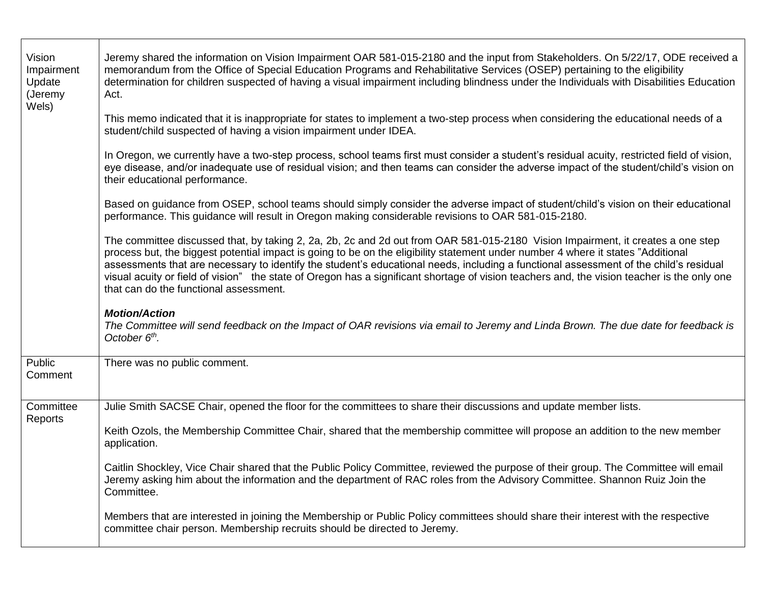| | |
|---|---|
| Vision Impairment Update (Jeremy Wels) | Jeremy shared the information on Vision Impairment OAR 581-015-2180 and the input from Stakeholders. On 5/22/17, ODE received a memorandum from the Office of Special Education Programs and Rehabilitative Services (OSEP) pertaining to the eligibility determination for children suspected of having a visual impairment including blindness under the Individuals with Disabilities Education Act.<br><br>This memo indicated that it is inappropriate for states to implement a two-step process when considering the educational needs of a student/child suspected of having a vision impairment under IDEA.<br><br>In Oregon, we currently have a two-step process, school teams first must consider a student's residual acuity, restricted field of vision, eye disease, and/or inadequate use of residual vision; and then teams can consider the adverse impact of the student/child's vision on their educational performance.<br><br>Based on guidance from OSEP, school teams should simply consider the adverse impact of student/child's vision on their educational performance. This guidance will result in Oregon making considerable revisions to OAR 581-015-2180.<br><br>The committee discussed that, by taking 2, 2a, 2b, 2c and 2d out from OAR 581-015-2180 Vision Impairment, it creates a one step process but, the biggest potential impact is going to be on the eligibility statement under number 4 where it states "Additional assessments that are necessary to identify the student's educational needs, including a functional assessment of the child's residual visual acuity or field of vision" the state of Oregon has a significant shortage of vision teachers and, the vision teacher is the only one that can do the functional assessment.<br><br>***Motion/Action***<br>*The Committee will send feedback on the Impact of OAR revisions via email to Jeremy and Linda Brown. The due date for feedback is October 6th.* |
| Public Comment | There was no public comment. |
| Committee Reports | Julie Smith SACSE Chair, opened the floor for the committees to share their discussions and update member lists.<br><br>Keith Ozols, the Membership Committee Chair, shared that the membership committee will propose an addition to the new member application.<br><br>Caitlin Shockley, Vice Chair shared that the Public Policy Committee, reviewed the purpose of their group. The Committee will email Jeremy asking him about the information and the department of RAC roles from the Advisory Committee. Shannon Ruiz Join the Committee.<br><br>Members that are interested in joining the Membership or Public Policy committees should share their interest with the respective committee chair person. Membership recruits should be directed to Jeremy. |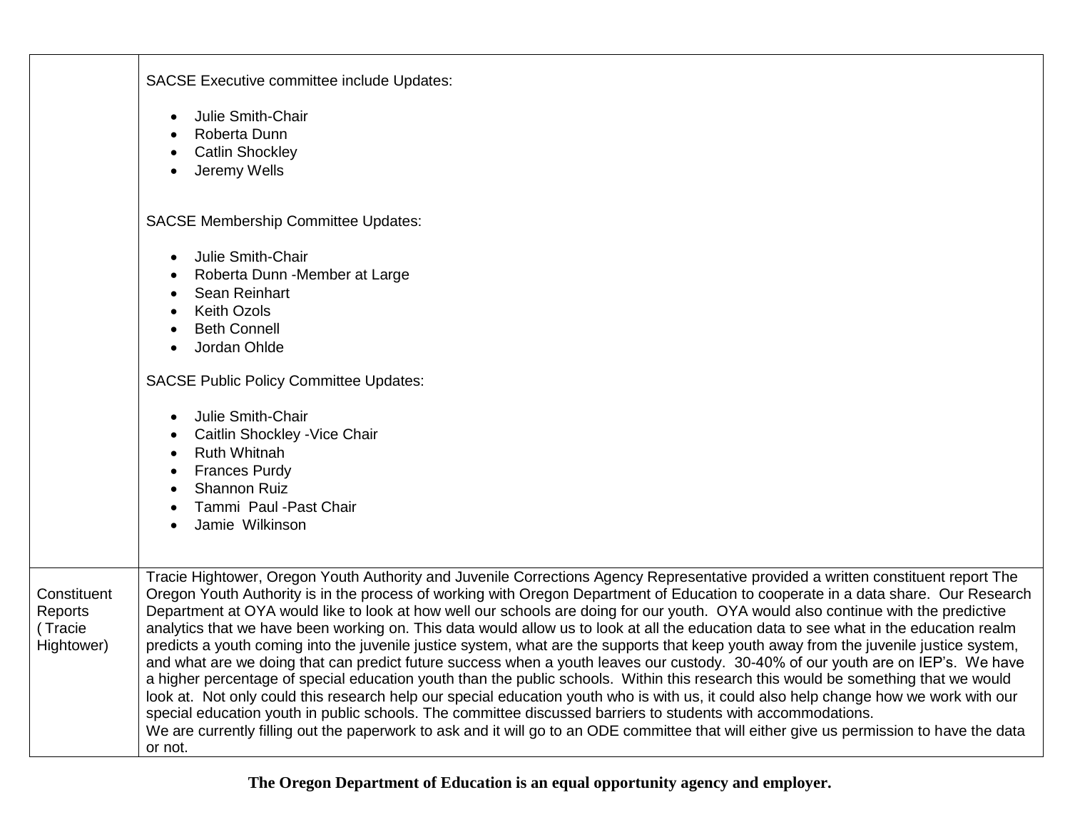| | |
|---|---|
| | SACSE Executive committee include Updates:<br><br>• Julie Smith-Chair<br>• Roberta Dunn<br>• Catlin Shockley<br>• Jeremy Wells<br><br>SACSE Membership Committee Updates:<br><br>• Julie Smith-Chair<br>• Roberta Dunn -Member at Large<br>• Sean Reinhart<br>• Keith Ozols<br>• Beth Connell<br>• Jordan Ohlde<br><br>SACSE Public Policy Committee Updates:<br><br>• Julie Smith-Chair<br>• Caitlin Shockley -Vice Chair<br>• Ruth Whitnah<br>• Frances Purdy<br>• Shannon Ruiz<br>• Tammi Paul -Past Chair<br>• Jamie Wilkinson |
| Constituent Reports ( Tracie Hightower) | Tracie Hightower, Oregon Youth Authority and Juvenile Corrections Agency Representative provided a written constituent report The Oregon Youth Authority is in the process of working with Oregon Department of Education to cooperate in a data share. Our Research Department at OYA would like to look at how well our schools are doing for our youth. OYA would also continue with the predictive analytics that we have been working on. This data would allow us to look at all the education data to see what in the education realm predicts a youth coming into the juvenile justice system, what are the supports that keep youth away from the juvenile justice system, and what are we doing that can predict future success when a youth leaves our custody. 30-40% of our youth are on IEP's. We have a higher percentage of special education youth than the public schools. Within this research this would be something that we would look at. Not only could this research help our special education youth who is with us, it could also help change how we work with our special education youth in public schools. The committee discussed barriers to students with accommodations.<br>We are currently filling out the paperwork to ask and it will go to an ODE committee that will either give us permission to have the data or not. |

**The Oregon Department of Education is an equal opportunity agency and employer.**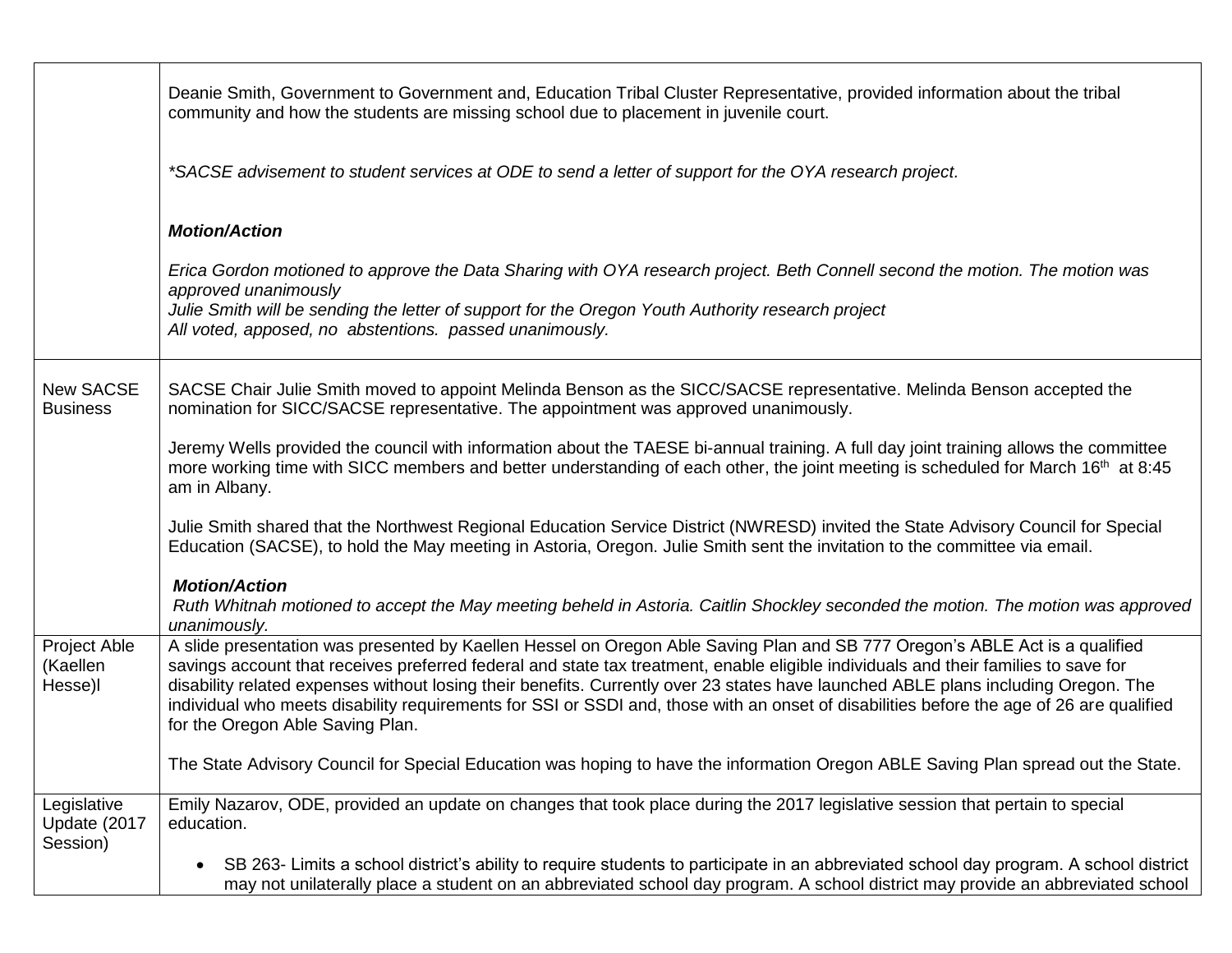| | |
|---|---|
| | Deanie Smith, Government to Government and, Education Tribal Cluster Representative, provided information about the tribal community and how the students are missing school due to placement in juvenile court.<br><br>*\*SACSE advisement to student services at ODE to send a letter of support for the OYA research project.*<br><br>***Motion/Action***<br><br>*Erica Gordon motioned to approve the Data Sharing with OYA research project. Beth Connell second the motion. The motion was approved unanimously*<br>*Julie Smith will be sending the letter of support for the Oregon Youth Authority research project*<br>*All voted, apposed, no abstentions. passed unanimously.* |
| New SACSE Business | SACSE Chair Julie Smith moved to appoint Melinda Benson as the SICC/SACSE representative. Melinda Benson accepted the nomination for SICC/SACSE representative. The appointment was approved unanimously.<br><br>Jeremy Wells provided the council with information about the TAESE bi-annual training. A full day joint training allows the committee more working time with SICC members and better understanding of each other, the joint meeting is scheduled for March 16th at 8:45 am in Albany.<br><br>Julie Smith shared that the Northwest Regional Education Service District (NWRESD) invited the State Advisory Council for Special Education (SACSE), to hold the May meeting in Astoria, Oregon. Julie Smith sent the invitation to the committee via email.<br><br>***Motion/Action***<br>*Ruth Whitnah motioned to accept the May meeting beheld in Astoria. Caitlin Shockley seconded the motion. The motion was approved unanimously.* |
| Project Able (Kaellen Hesse)l | A slide presentation was presented by Kaellen Hessel on Oregon Able Saving Plan and SB 777 Oregon's ABLE Act is a qualified savings account that receives preferred federal and state tax treatment, enable eligible individuals and their families to save for disability related expenses without losing their benefits. Currently over 23 states have launched ABLE plans including Oregon. The individual who meets disability requirements for SSI or SSDI and, those with an onset of disabilities before the age of 26 are qualified for the Oregon Able Saving Plan.<br><br>The State Advisory Council for Special Education was hoping to have the information Oregon ABLE Saving Plan spread out the State. |
| Legislative Update (2017 Session) | Emily Nazarov, ODE, provided an update on changes that took place during the 2017 legislative session that pertain to special education.<br><br>• SB 263- Limits a school district's ability to require students to participate in an abbreviated school day program. A school district may not unilaterally place a student on an abbreviated school day program. A school district may provide an abbreviated school |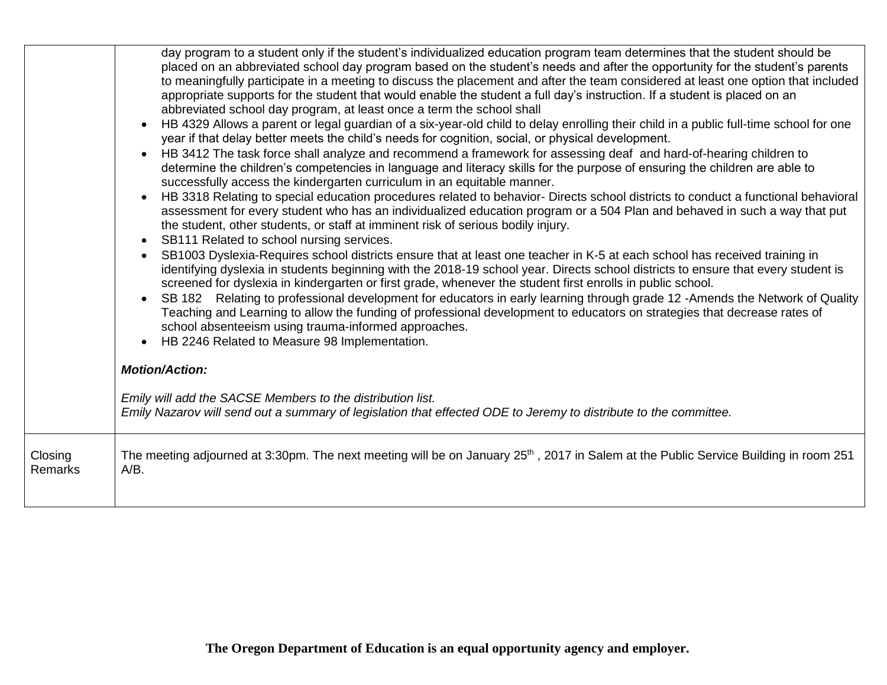| | |
|---|---|
| | day program to a student only if the student's individualized education program team determines that the student should be placed on an abbreviated school day program based on the student's needs and after the opportunity for the student's parents to meaningfully participate in a meeting to discuss the placement and after the team considered at least one option that included appropriate supports for the student that would enable the student a full day's instruction. If a student is placed on an abbreviated school day program, at least once a term the school shall<br>• HB 4329 Allows a parent or legal guardian of a six-year-old child to delay enrolling their child in a public full-time school for one year if that delay better meets the child's needs for cognition, social, or physical development.<br>• HB 3412 The task force shall analyze and recommend a framework for assessing deaf and hard-of-hearing children to determine the children's competencies in language and literacy skills for the purpose of ensuring the children are able to successfully access the kindergarten curriculum in an equitable manner.<br>• HB 3318 Relating to special education procedures related to behavior- Directs school districts to conduct a functional behavioral assessment for every student who has an individualized education program or a 504 Plan and behaved in such a way that put the student, other students, or staff at imminent risk of serious bodily injury.<br>• SB111 Related to school nursing services.<br>• SB1003 Dyslexia-Requires school districts ensure that at least one teacher in K-5 at each school has received training in identifying dyslexia in students beginning with the 2018-19 school year. Directs school districts to ensure that every student is screened for dyslexia in kindergarten or first grade, whenever the student first enrolls in public school.<br>• SB 182 Relating to professional development for educators in early learning through grade 12 -Amends the Network of Quality Teaching and Learning to allow the funding of professional development to educators on strategies that decrease rates of school absenteeism using trauma-informed approaches.<br>• HB 2246 Related to Measure 98 Implementation.<br><br>***Motion/Action:***<br><br>*Emily will add the SACSE Members to the distribution list.*<br>*Emily Nazarov will send out a summary of legislation that effected ODE to Jeremy to distribute to the committee.* |
| Closing Remarks | The meeting adjourned at 3:30pm. The next meeting will be on January 25th , 2017 in Salem at the Public Service Building in room 251 A/B. |

**The Oregon Department of Education is an equal opportunity agency and employer.**